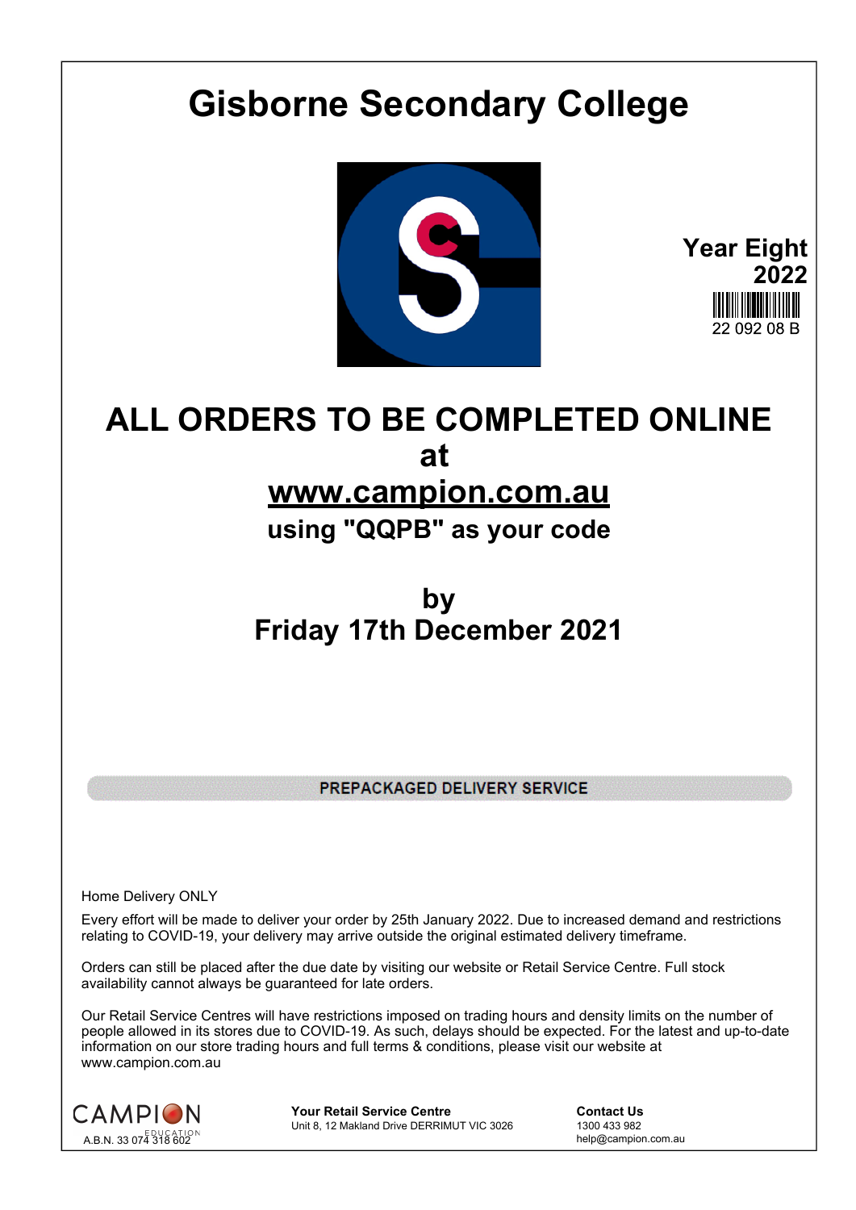# Gisborne Secondary College

**Year Eight 2022**

22 092 08 B

## ALL ORDERS TO BE COMPLETED ONLINE at www.campion.com.au

### using "QQPB" as your code

### by Friday 17th December 2021

**PREPACKAGED DELIVERY SERVICE**

Home Delivery ONLY

Every effort will be made to deliver your order by 25th January 2022. Due to increased demand and restrictions relating to COVID-19, your delivery may arrive outside the original estimated delivery timeframe.

Orders can still be placed after the due date by visiting our website or Retail Service Centre. Full stock availability cannot always be guaranteed for late orders.

Our Retail Service Centres will have restrictions imposed on trading hours and density limits on the number of people allowed in its stores due to COVID-19. As such, delays should be expected. For the latest and up-to-date information on our store trading hours and full terms & conditions, please visit our website at www.campion.com.au

CAMPION EDUCATION
A.B.N. 33 074 318 602

**Your Retail Service Centre**
Unit 8, 12 Makland Drive DERRIMUT VIC 3026

**Contact Us**
1300 433 982
help@campion.com.au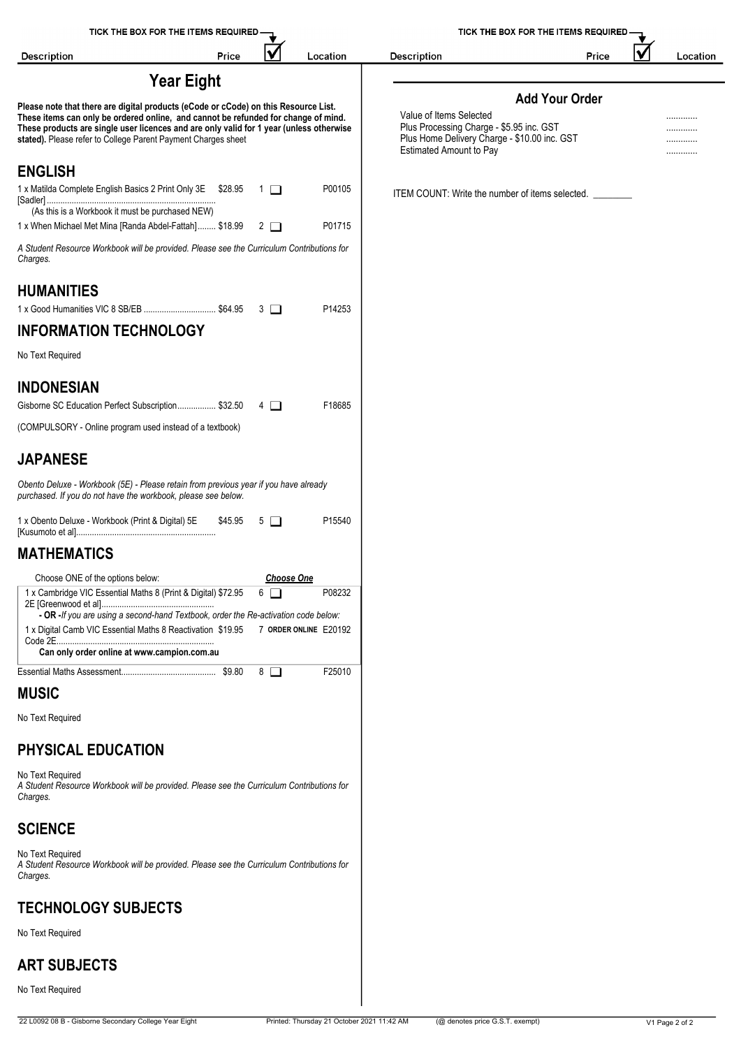TICK THE BOX FOR THE ITEMS REQUIRED

| Description | Price | ☑ | Location |
|---|---|---|---|

# Year Eight

**Please note that there are digital products (eCode or cCode) on this Resource List. These items can only be ordered online, and cannot be refunded for change of mind. These products are single user licences and are only valid for 1 year (unless otherwise stated).** Please refer to College Parent Payment Charges sheet

## ENGLISH

| Description | Price | ☑ | Location |
|---|---|---|---|
| 1 x Matilda Complete English Basics 2 Print Only 3E [Sadler] (As this is a Workbook it must be purchased NEW) | $28.95 | 1 ☐ | P00105 |
| 1 x When Michael Met Mina [Randa Abdel-Fattah] | $18.99 | 2 ☐ | P01715 |

*A Student Resource Workbook will be provided. Please see the Curriculum Contributions for Charges.*

## HUMANITIES

| Description | Price | ☑ | Location |
|---|---|---|---|
| 1 x Good Humanities VIC 8 SB/EB | $64.95 | 3 ☐ | P14253 |

## INFORMATION TECHNOLOGY

No Text Required

## INDONESIAN

| Description | Price | ☑ | Location |
|---|---|---|---|
| Gisborne SC Education Perfect Subscription | $32.50 | 4 ☐ | F18685 |

(COMPULSORY - Online program used instead of a textbook)

## JAPANESE

*Obento Deluxe - Workbook (5E) - Please retain from previous year if you have already purchased. If you do not have the workbook, please see below.*

| Description | Price | ☑ | Location |
|---|---|---|---|
| 1 x Obento Deluxe - Workbook (Print & Digital) 5E [Kusumoto et al] | $45.95 | 5 ☐ | P15540 |

## MATHEMATICS

Choose ONE of the options below: ***Choose One***

| Description | Price | ☑ | Location |
|---|---|---|---|
| 1 x Cambridge VIC Essential Maths 8 (Print & Digital) 2E [Greenwood et al] | $72.95 | 6 ☐ | P08232 |
| **- OR -** *If you are using a second-hand Textbook, order the Re-activation code below:* | | | |
| 1 x Digital Camb VIC Essential Maths 8 Reactivation Code 2E **Can only order online at www.campion.com.au** | $19.95 | 7 **ORDER ONLINE** | E20192 |
| Essential Maths Assessment | $9.80 | 8 ☐ | F25010 |

## MUSIC

No Text Required

## PHYSICAL EDUCATION

No Text Required

*A Student Resource Workbook will be provided. Please see the Curriculum Contributions for Charges.*

## SCIENCE

No Text Required

*A Student Resource Workbook will be provided. Please see the Curriculum Contributions for Charges.*

## TECHNOLOGY SUBJECTS

No Text Required

## ART SUBJECTS

No Text Required

## Add Your Order

| | |
|---|---|
| Value of Items Selected | ............. |
| Plus Processing Charge - $5.95 inc. GST | ............. |
| Plus Home Delivery Charge - $10.00 inc. GST | ............. |
| Estimated Amount to Pay | ............. |

ITEM COUNT: Write the number of items selected. ________

22 L0092 08 B - Gisborne Secondary College Year Eight    Printed: Thursday 21 October 2021 11:42 AM    (@ denotes price G.S.T. exempt)